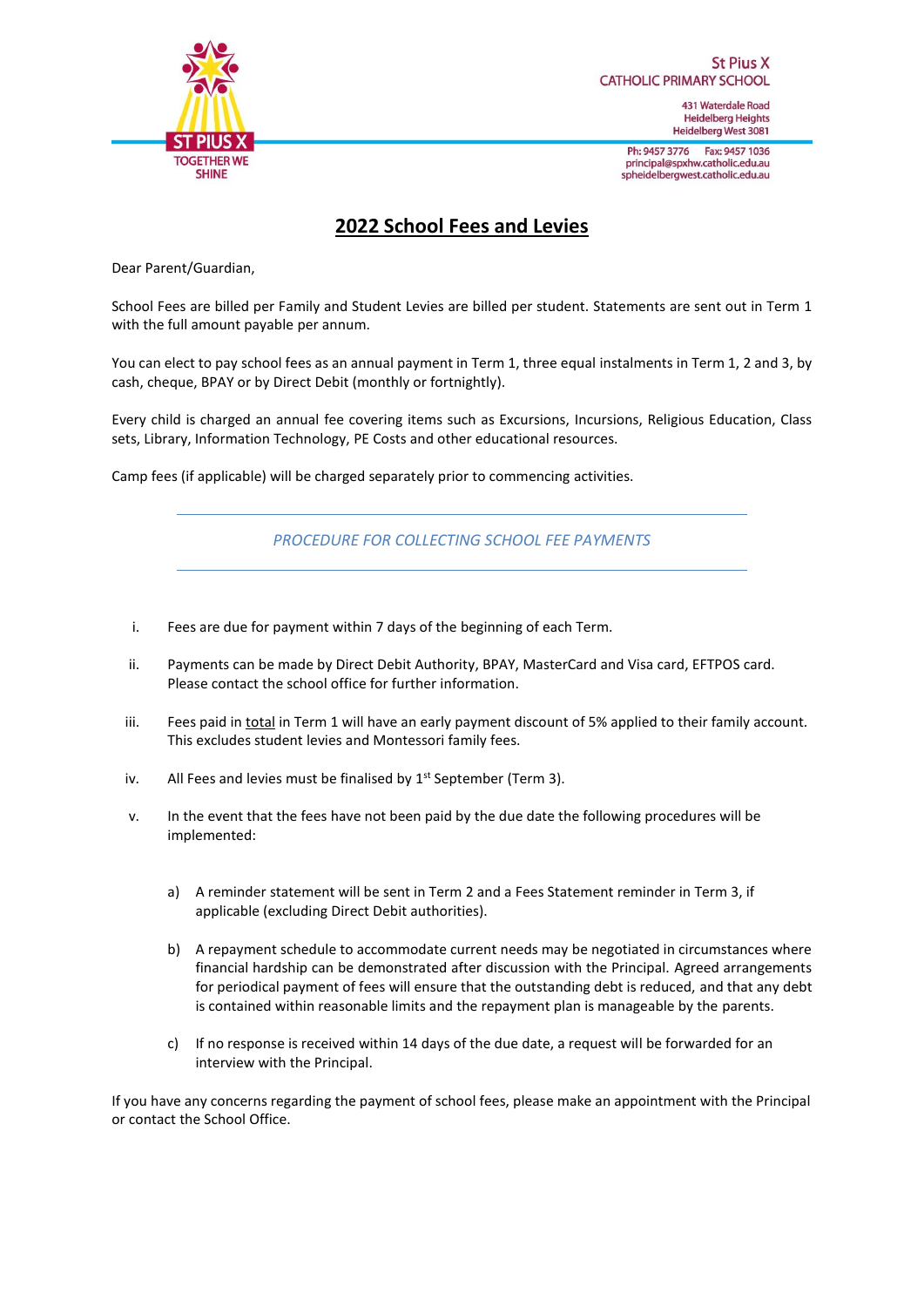St Pius X
CATHOLIC PRIMARY SCHOOL

431 Waterdale Road
Heidelberg Heights
Heidelberg West 3081

Ph: 9457 3776 Fax: 9457 1036
principal@spxhw.catholic.edu.au
spheidelbergwest.catholic.edu.au

ST PIUS X
TOGETHER WE SHINE

# 2022 School Fees and Levies

Dear Parent/Guardian,

School Fees are billed per Family and Student Levies are billed per student. Statements are sent out in Term 1 with the full amount payable per annum.

You can elect to pay school fees as an annual payment in Term 1, three equal instalments in Term 1, 2 and 3, by cash, cheque, BPAY or by Direct Debit (monthly or fortnightly).

Every child is charged an annual fee covering items such as Excursions, Incursions, Religious Education, Class sets, Library, Information Technology, PE Costs and other educational resources.

Camp fees (if applicable) will be charged separately prior to commencing activities.

*PROCEDURE FOR COLLECTING SCHOOL FEE PAYMENTS*

i. Fees are due for payment within 7 days of the beginning of each Term.

ii. Payments can be made by Direct Debit Authority, BPAY, MasterCard and Visa card, EFTPOS card. Please contact the school office for further information.

iii. Fees paid in total in Term 1 will have an early payment discount of 5% applied to their family account. This excludes student levies and Montessori family fees.

iv. All Fees and levies must be finalised by 1st September (Term 3).

v. In the event that the fees have not been paid by the due date the following procedures will be implemented:

   a) A reminder statement will be sent in Term 2 and a Fees Statement reminder in Term 3, if applicable (excluding Direct Debit authorities).

   b) A repayment schedule to accommodate current needs may be negotiated in circumstances where financial hardship can be demonstrated after discussion with the Principal. Agreed arrangements for periodical payment of fees will ensure that the outstanding debt is reduced, and that any debt is contained within reasonable limits and the repayment plan is manageable by the parents.

   c) If no response is received within 14 days of the due date, a request will be forwarded for an interview with the Principal.

If you have any concerns regarding the payment of school fees, please make an appointment with the Principal or contact the School Office.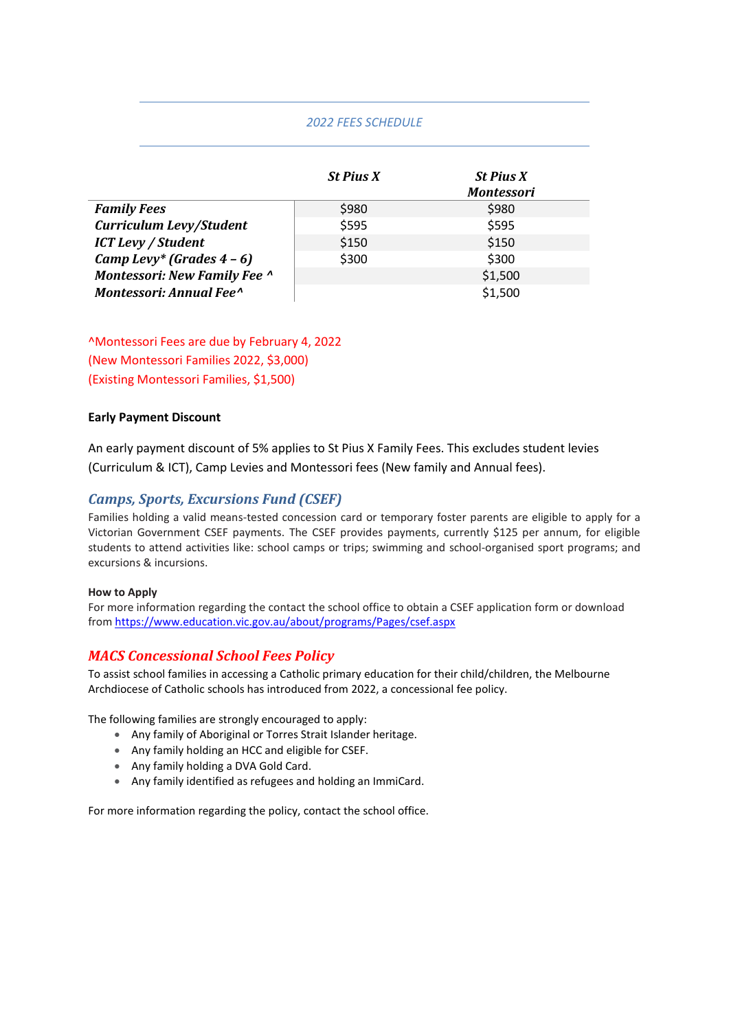## 2022 FEES SCHEDULE

| | St Pius X | St Pius X Montessori |
|---|---|---|
| ***Family Fees*** | $980 | $980 |
| ***Curriculum Levy/Student*** | $595 | $595 |
| ***ICT Levy / Student*** | $150 | $150 |
| ***Camp Levy* (Grades 4 – 6)*** | $300 | $300 |
| ***Montessori: New Family Fee ^*** | | $1,500 |
| ***Montessori: Annual Fee^*** | | $1,500 |

^Montessori Fees are due by February 4, 2022
(New Montessori Families 2022, $3,000)
(Existing Montessori Families, $1,500)

**Early Payment Discount**

An early payment discount of 5% applies to St Pius X Family Fees. This excludes student levies (Curriculum & ICT), Camp Levies and Montessori fees (New family and Annual fees).

## *Camps, Sports, Excursions Fund (CSEF)*

Families holding a valid means-tested concession card or temporary foster parents are eligible to apply for a Victorian Government CSEF payments. The CSEF provides payments, currently $125 per annum, for eligible students to attend activities like: school camps or trips; swimming and school-organised sport programs; and excursions & incursions.

**How to Apply**
For more information regarding the contact the school office to obtain a CSEF application form or download from https://www.education.vic.gov.au/about/programs/Pages/csef.aspx

## *MACS Concessional School Fees Policy*

To assist school families in accessing a Catholic primary education for their child/children, the Melbourne Archdiocese of Catholic schools has introduced from 2022, a concessional fee policy.

The following families are strongly encouraged to apply:

- Any family of Aboriginal or Torres Strait Islander heritage.
- Any family holding an HCC and eligible for CSEF.
- Any family holding a DVA Gold Card.
- Any family identified as refugees and holding an ImmiCard.

For more information regarding the policy, contact the school office.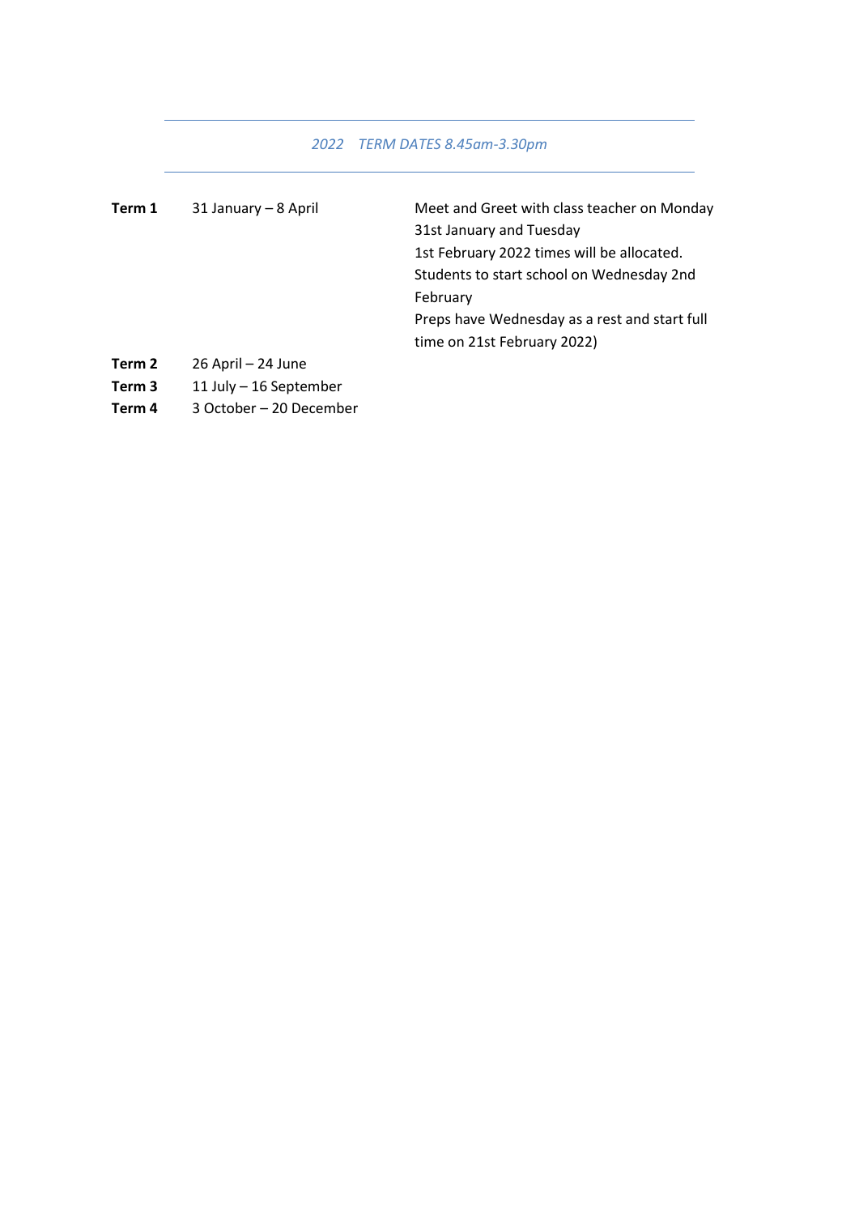*2022 TERM DATES 8.45am-3.30pm*

| | | |
|---|---|---|
| **Term 1** | 31 January – 8 April | Meet and Greet with class teacher on Monday 31st January and Tuesday 1st February 2022 times will be allocated. Students to start school on Wednesday 2nd February Preps have Wednesday as a rest and start full time on 21st February 2022) |
| **Term 2** | 26 April – 24 June | |
| **Term 3** | 11 July – 16 September | |
| **Term 4** | 3 October – 20 December | |